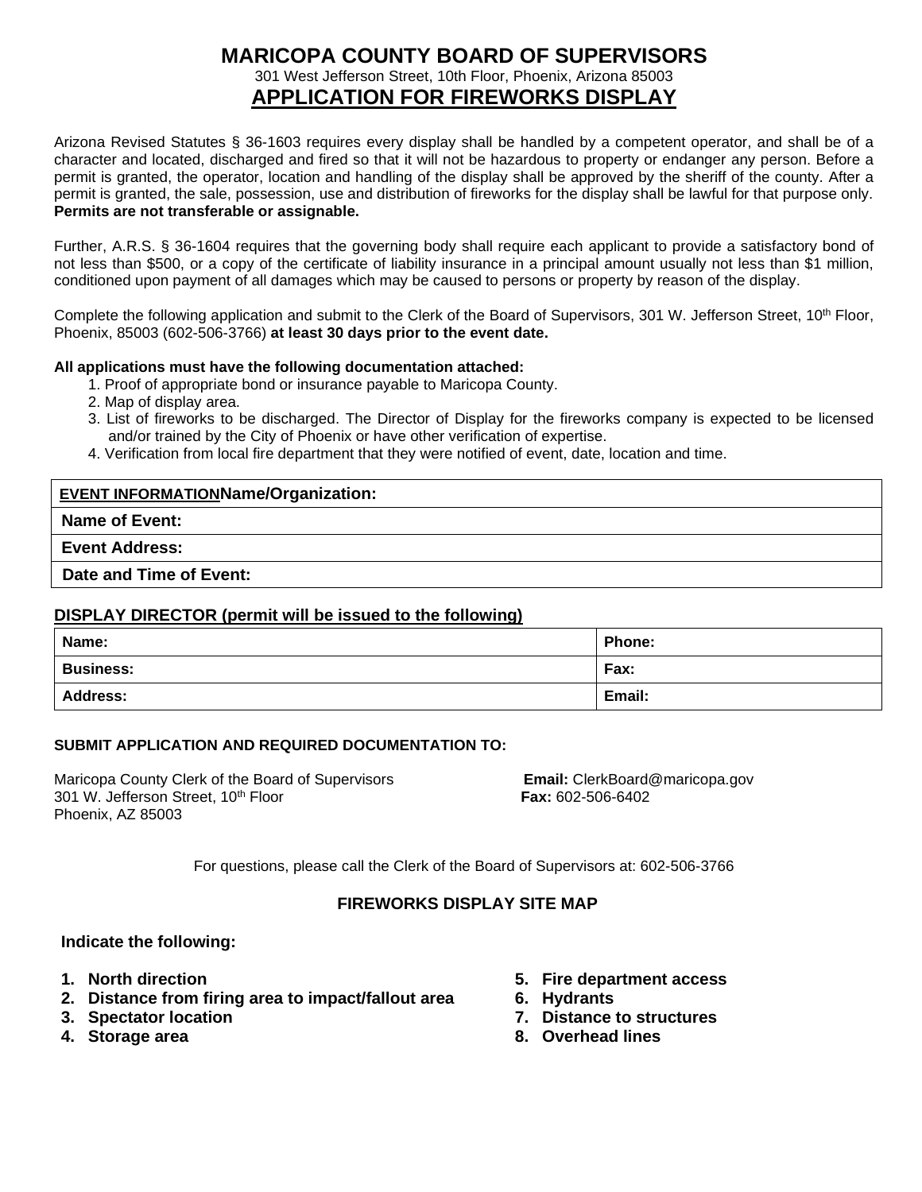# MARICOPA COUNTY BOARD OF SUPERVISORS

301 West Jefferson Street, 10th Floor, Phoenix, Arizona 85003

## APPLICATION FOR FIREWORKS DISPLAY

Arizona Revised Statutes § 36-1603 requires every display shall be handled by a competent operator, and shall be of a character and located, discharged and fired so that it will not be hazardous to property or endanger any person. Before a permit is granted, the operator, location and handling of the display shall be approved by the sheriff of the county. After a permit is granted, the sale, possession, use and distribution of fireworks for the display shall be lawful for that purpose only. **Permits are not transferable or assignable.**

Further, A.R.S. § 36-1604 requires that the governing body shall require each applicant to provide a satisfactory bond of not less than $500, or a copy of the certificate of liability insurance in a principal amount usually not less than $1 million, conditioned upon payment of all damages which may be caused to persons or property by reason of the display.

Complete the following application and submit to the Clerk of the Board of Supervisors, 301 W. Jefferson Street, 10th Floor, Phoenix, 85003 (602-506-3766) **at least 30 days prior to the event date.**

**All applications must have the following documentation attached:**

1. Proof of appropriate bond or insurance payable to Maricopa County.
2. Map of display area.
3. List of fireworks to be discharged. The Director of Display for the fireworks company is expected to be licensed and/or trained by the City of Phoenix or have other verification of expertise.
4. Verification from local fire department that they were notified of event, date, location and time.

| **EVENT INFORMATION** **Name/Organization:** |
|---|
| **Name of Event:** |
| **Event Address:** |
| **Date and Time of Event:** |

**DISPLAY DIRECTOR (permit will be issued to the following)**

| **Name:** | **Phone:** |
|---|---|
| **Business:** | **Fax:** |
| **Address:** | **Email:** |

**SUBMIT APPLICATION AND REQUIRED DOCUMENTATION TO:**

Maricopa County Clerk of the Board of Supervisors
301 W. Jefferson Street, 10th Floor
Phoenix, AZ 85003

**Email:** ClerkBoard@maricopa.gov
**Fax:** 602-506-6402

For questions, please call the Clerk of the Board of Supervisors at: 602-506-3766

### FIREWORKS DISPLAY SITE MAP

**Indicate the following:**

1. **North direction**
2. **Distance from firing area to impact/fallout area**
3. **Spectator location**
4. **Storage area**
5. **Fire department access**
6. **Hydrants**
7. **Distance to structures**
8. **Overhead lines**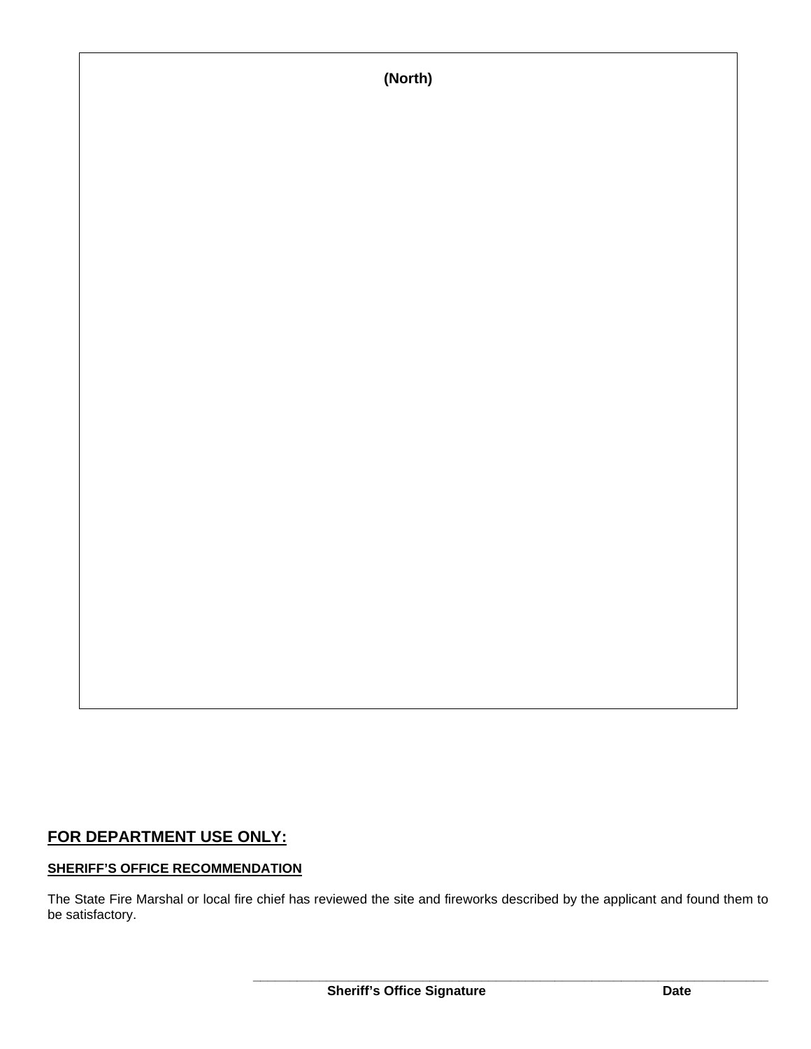**(North)**

## FOR DEPARTMENT USE ONLY:

**SHERIFF'S OFFICE RECOMMENDATION**

The State Fire Marshal or local fire chief has reviewed the site and fireworks described by the applicant and found them to be satisfactory.

\_\_\_\_\_\_\_\_\_\_\_\_\_\_\_\_\_\_\_\_\_\_\_\_\_\_\_\_\_\_\_\_\_\_\_\_\_\_\_\_\_\_\_\_\_\_\_\_\_\_\_\_\_\_\_\_\_\_\_\_\_\_\_\_\_\_\_\_\_\_

**Sheriff's Office Signature** **Date**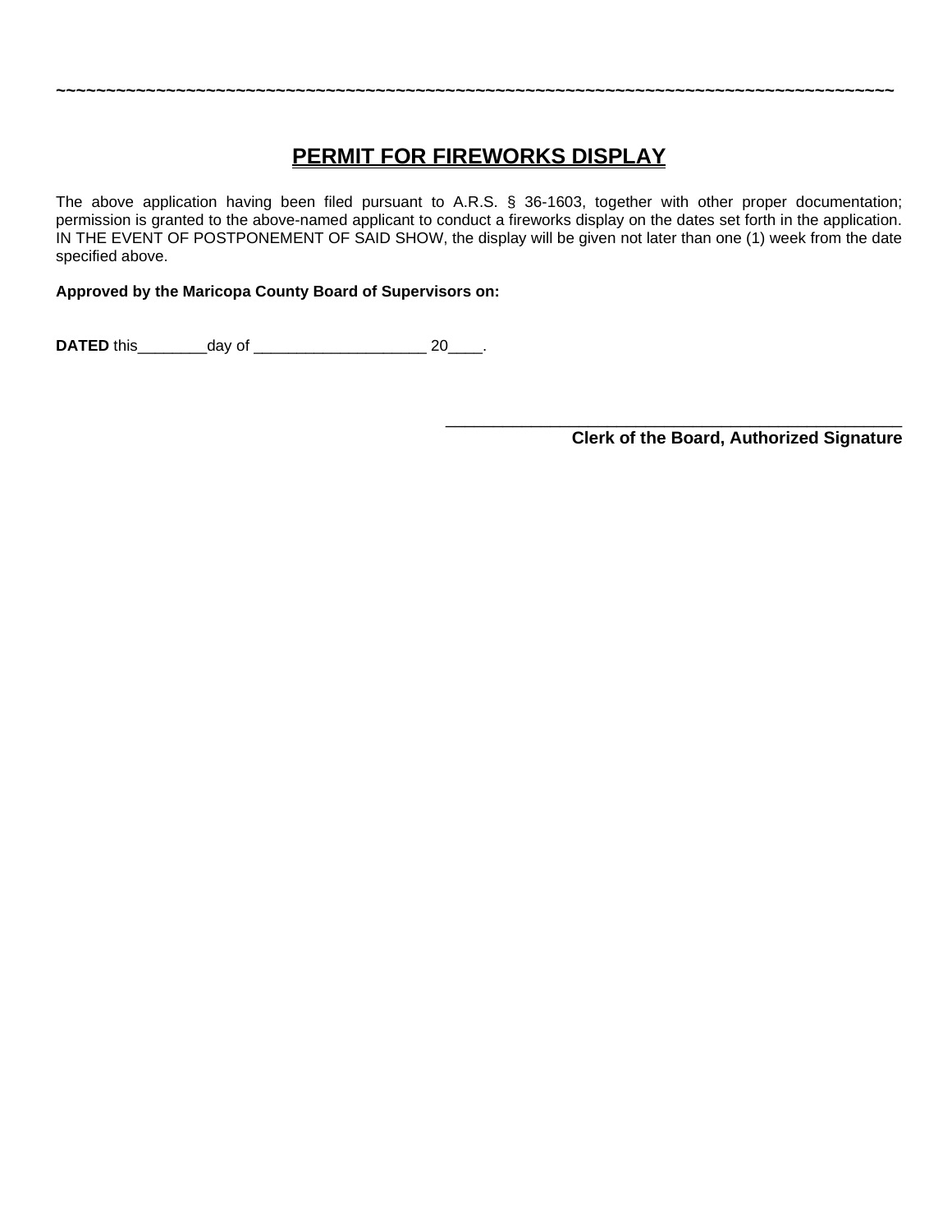~~~~~~~~~~~~~~~~~~~~~~~~~~~~~~~~~~~~~~~~~~~~~~~~~~~~~~~~~~~~~~~~~~~~~~~~~~~~~~~~~~~~~~~~~~~~~

# PERMIT FOR FIREWORKS DISPLAY

The above application having been filed pursuant to A.R.S. § 36-1603, together with other proper documentation; permission is granted to the above-named applicant to conduct a fireworks display on the dates set forth in the application. IN THE EVENT OF POSTPONEMENT OF SAID SHOW, the display will be given not later than one (1) week from the date specified above.

**Approved by the Maricopa County Board of Supervisors on:**

**DATED** this________day of ____________________ 20____.

_____________________________________________________
**Clerk of the Board, Authorized Signature**